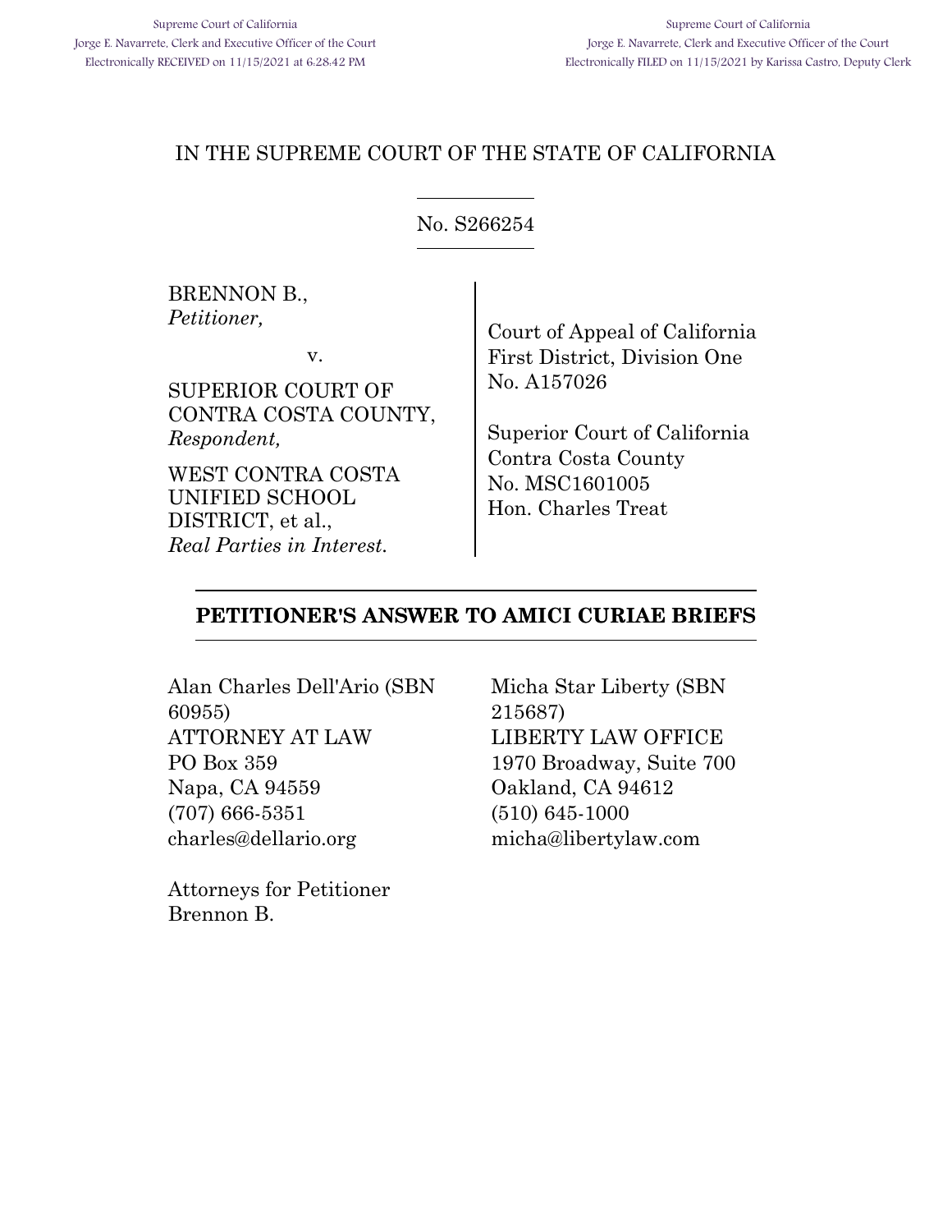Supreme Court of California
Jorge E. Navarrete, Clerk and Executive Officer of the Court
Electronically RECEIVED on 11/15/2021 at 6:28:42 PM

Supreme Court of California
Jorge E. Navarrete, Clerk and Executive Officer of the Court
Electronically FILED on 11/15/2021 by Karissa Castro, Deputy Clerk

IN THE SUPREME COURT OF THE STATE OF CALIFORNIA

No. S266254

BRENNON B.,
*Petitioner,*

v.

SUPERIOR COURT OF CONTRA COSTA COUNTY,
*Respondent,*

WEST CONTRA COSTA UNIFIED SCHOOL DISTRICT, et al.,
*Real Parties in Interest.*

Court of Appeal of California
First District, Division One
No. A157026

Superior Court of California
Contra Costa County
No. MSC1601005
Hon. Charles Treat

## PETITIONER'S ANSWER TO AMICI CURIAE BRIEFS

Alan Charles Dell'Ario (SBN 60955)
ATTORNEY AT LAW
PO Box 359
Napa, CA 94559
(707) 666-5351
charles@dellario.org

Micha Star Liberty (SBN 215687)
LIBERTY LAW OFFICE
1970 Broadway, Suite 700
Oakland, CA 94612
(510) 645-1000
micha@libertylaw.com

Attorneys for Petitioner
Brennon B.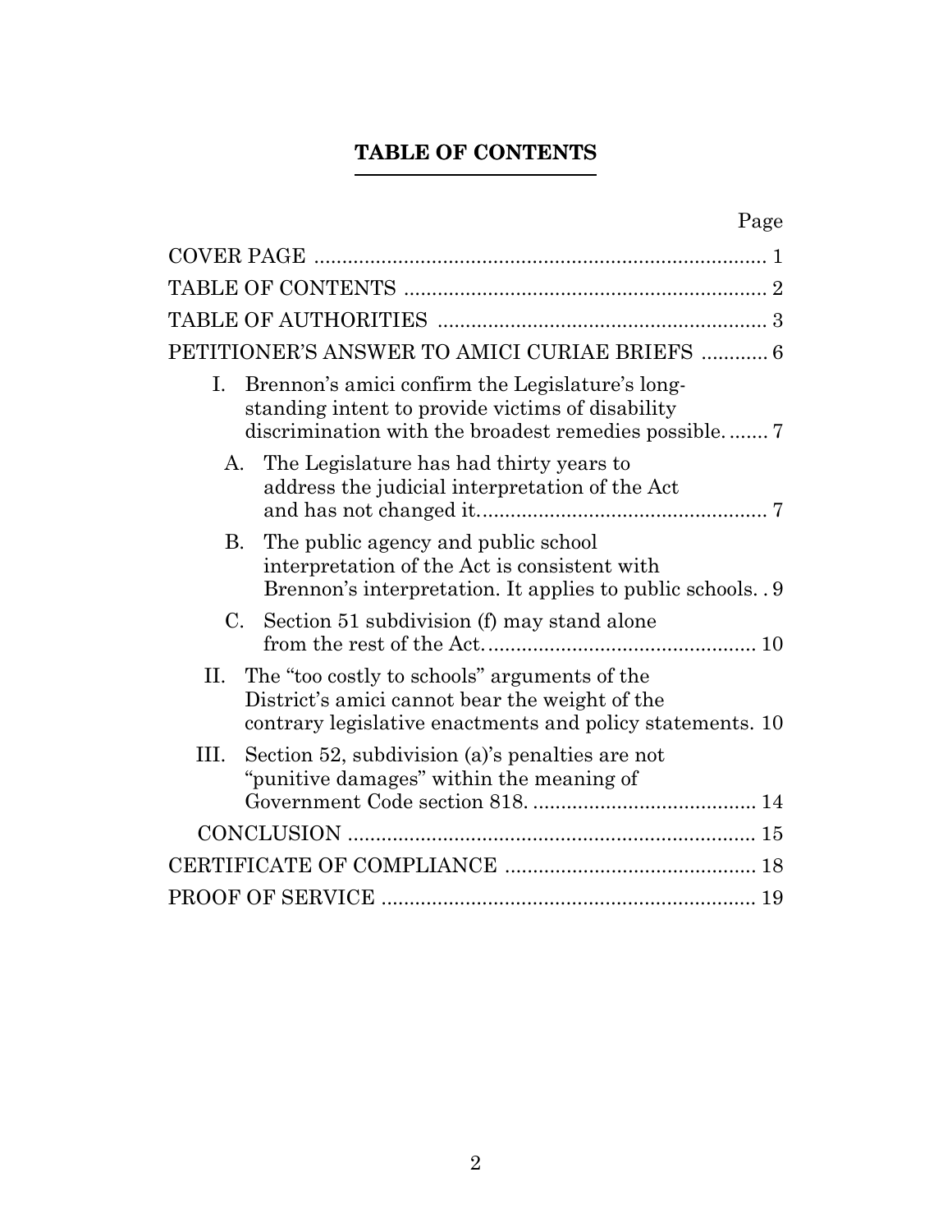## TABLE OF CONTENTS

| | Page |
|---|---|
| COVER PAGE | 1 |
| TABLE OF CONTENTS | 2 |
| TABLE OF AUTHORITIES | 3 |
| PETITIONER'S ANSWER TO AMICI CURIAE BRIEFS | 6 |
| I. Brennon's amici confirm the Legislature's long-standing intent to provide victims of disability discrimination with the broadest remedies possible. | 7 |
| A. The Legislature has had thirty years to address the judicial interpretation of the Act and has not changed it. | 7 |
| B. The public agency and public school interpretation of the Act is consistent with Brennon's interpretation. It applies to public schools. | 9 |
| C. Section 51 subdivision (f) may stand alone from the rest of the Act. | 10 |
| II. The "too costly to schools" arguments of the District's amici cannot bear the weight of the contrary legislative enactments and policy statements. | 10 |
| III. Section 52, subdivision (a)'s penalties are not "punitive damages" within the meaning of Government Code section 818. | 14 |
| CONCLUSION | 15 |
| CERTIFICATE OF COMPLIANCE | 18 |
| PROOF OF SERVICE | 19 |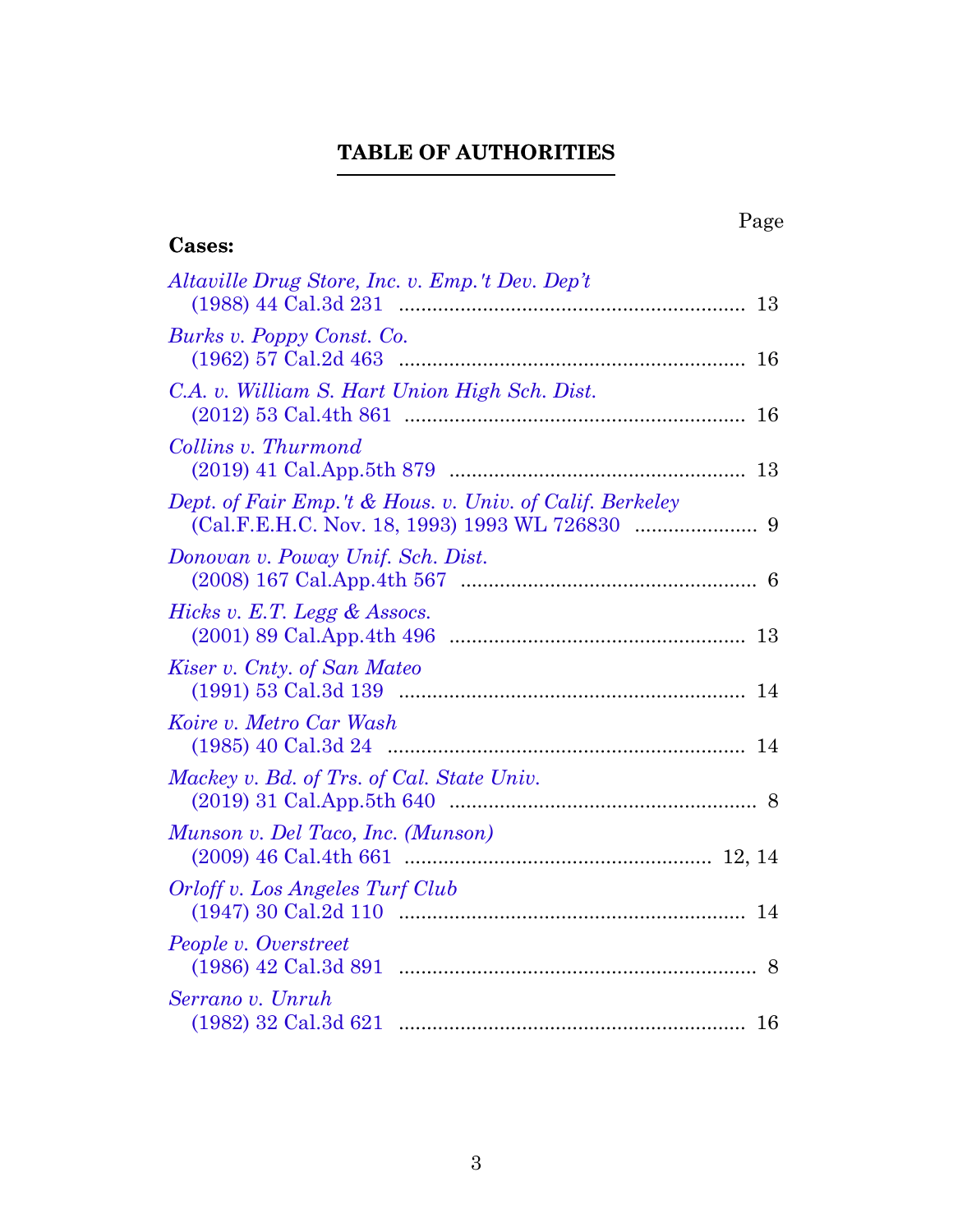# TABLE OF AUTHORITIES

Page

**Cases:**

*Altaville Drug Store, Inc. v. Emp.'t Dev. Dep't*
(1988) 44 Cal.3d 231 ............................................................ 13

*Burks v. Poppy Const. Co.*
(1962) 57 Cal.2d 463 ............................................................ 16

*C.A. v. William S. Hart Union High Sch. Dist.*
(2012) 53 Cal.4th 861 ............................................................ 16

*Collins v. Thurmond*
(2019) 41 Cal.App.5th 879 ................................................... 13

*Dept. of Fair Emp.'t & Hous. v. Univ. of Calif. Berkeley*
(Cal.F.E.H.C. Nov. 18, 1993) 1993 WL 726830 ...................... 9

*Donovan v. Poway Unif. Sch. Dist.*
(2008) 167 Cal.App.4th 567 .................................................... 6

*Hicks v. E.T. Legg & Assocs.*
(2001) 89 Cal.App.4th 496 ................................................... 13

*Kiser v. Cnty. of San Mateo*
(1991) 53 Cal.3d 139 ............................................................ 14

*Koire v. Metro Car Wash*
(1985) 40 Cal.3d 24 .............................................................. 14

*Mackey v. Bd. of Trs. of Cal. State Univ.*
(2019) 31 Cal.App.5th 640 ...................................................... 8

*Munson v. Del Taco, Inc. (Munson)*
(2009) 46 Cal.4th 661 ...................................................... 12, 14

*Orloff v. Los Angeles Turf Club*
(1947) 30 Cal.2d 110 ............................................................ 14

*People v. Overstreet*
(1986) 42 Cal.3d 891 .............................................................. 8

*Serrano v. Unruh*
(1982) 32 Cal.3d 621 ............................................................ 16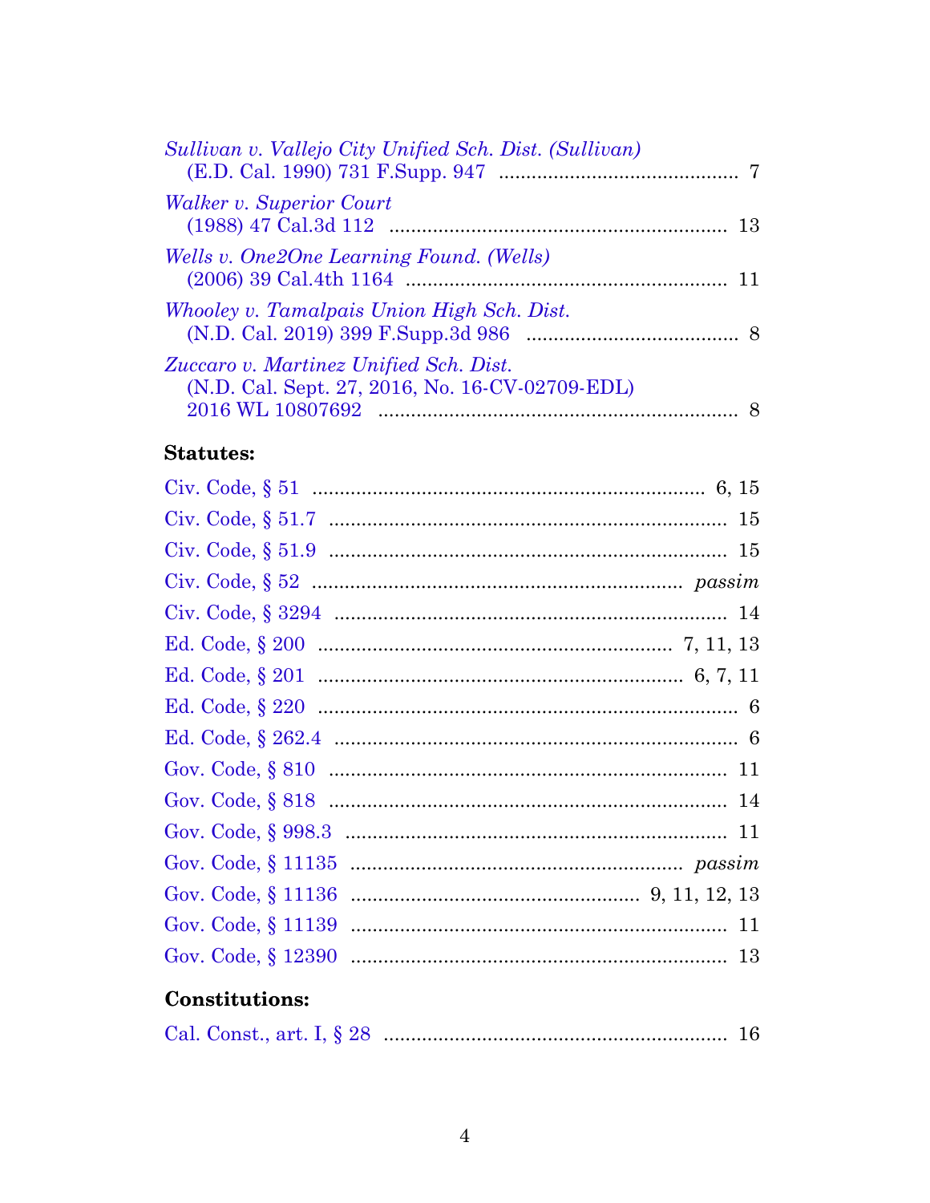*Sullivan v. Vallejo City Unified Sch. Dist. (Sullivan)*
(E.D. Cal. 1990) 731 F.Supp. 947 .......................................... 7

*Walker v. Superior Court*
(1988) 47 Cal.3d 112 ............................................................ 13

*Wells v. One2One Learning Found. (Wells)*
(2006) 39 Cal.4th 1164 ........................................................ 11

*Whooley v. Tamalpais Union High Sch. Dist.*
(N.D. Cal. 2019) 399 F.Supp.3d 986 ...................................... 8

*Zuccaro v. Martinez Unified Sch. Dist.*
(N.D. Cal. Sept. 27, 2016, No. 16-CV-02709-EDL)
2016 WL 10807692 ................................................................ 8

**Statutes:**

Civ. Code, § 51 ........................................................................ 6, 15

Civ. Code, § 51.7 ........................................................................ 15

Civ. Code, § 51.9 ........................................................................ 15

Civ. Code, § 52 ........................................................................ *passim*

Civ. Code, § 3294 ........................................................................ 14

Ed. Code, § 200 ........................................................................ 7, 11, 13

Ed. Code, § 201 ........................................................................ 6, 7, 11

Ed. Code, § 220 ........................................................................ 6

Ed. Code, § 262.4 ........................................................................ 6

Gov. Code, § 810 ........................................................................ 11

Gov. Code, § 818 ........................................................................ 14

Gov. Code, § 998.3 ........................................................................ 11

Gov. Code, § 11135 ........................................................................ *passim*

Gov. Code, § 11136 ........................................................................ 9, 11, 12, 13

Gov. Code, § 11139 ........................................................................ 11

Gov. Code, § 12390 ........................................................................ 13

**Constitutions:**

Cal. Const., art. I, § 28 ........................................................................ 16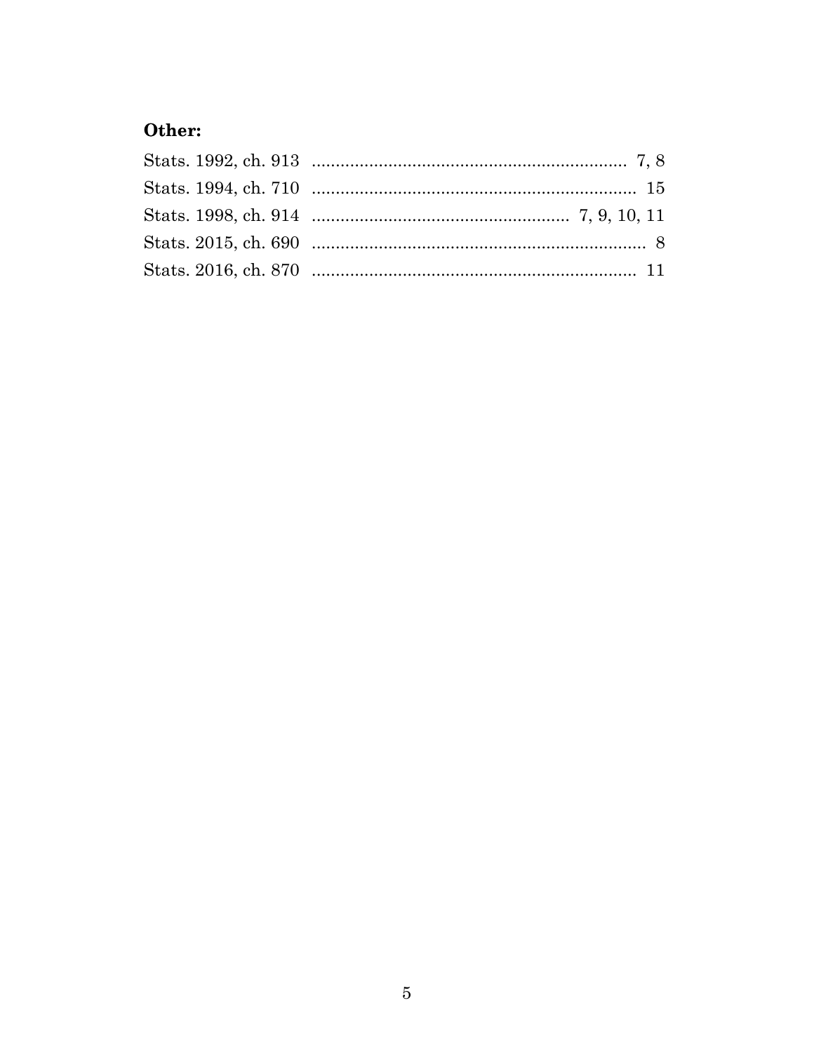**Other:**

Stats. 1992, ch. 913 .................................................................. 7, 8

Stats. 1994, ch. 710 .................................................................... 15

Stats. 1998, ch. 914 ..................................................... 7, 9, 10, 11

Stats. 2015, ch. 690 ...................................................................... 8

Stats. 2016, ch. 870 .................................................................... 11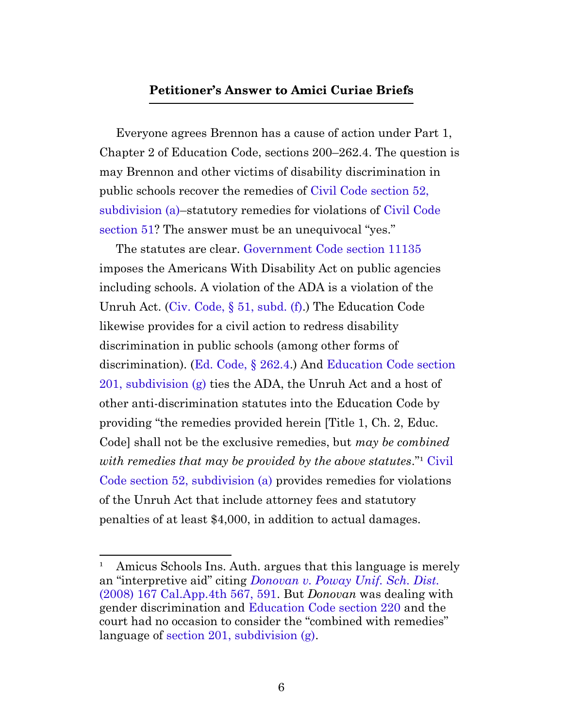## **Petitioner's Answer to Amici Curiae Briefs**

Everyone agrees Brennon has a cause of action under Part 1, Chapter 2 of Education Code, sections 200–262.4. The question is may Brennon and other victims of disability discrimination in public schools recover the remedies of Civil Code section 52, subdivision (a)–statutory remedies for violations of Civil Code section 51? The answer must be an unequivocal "yes."

The statutes are clear. Government Code section 11135 imposes the Americans With Disability Act on public agencies including schools. A violation of the ADA is a violation of the Unruh Act. (Civ. Code, § 51, subd. (f).) The Education Code likewise provides for a civil action to redress disability discrimination in public schools (among other forms of discrimination). (Ed. Code, § 262.4.) And Education Code section 201, subdivision (g) ties the ADA, the Unruh Act and a host of other anti-discrimination statutes into the Education Code by providing "the remedies provided herein [Title 1, Ch. 2, Educ. Code] shall not be the exclusive remedies, but *may be combined with remedies that may be provided by the above statutes*."[1] Civil Code section 52, subdivision (a) provides remedies for violations of the Unruh Act that include attorney fees and statutory penalties of at least $4,000, in addition to actual damages.

---

[1] Amicus Schools Ins. Auth. argues that this language is merely an "interpretive aid" citing *Donovan v. Poway Unif. Sch. Dist.* (2008) 167 Cal.App.4th 567, 591. But *Donovan* was dealing with gender discrimination and Education Code section 220 and the court had no occasion to consider the "combined with remedies" language of section 201, subdivision (g).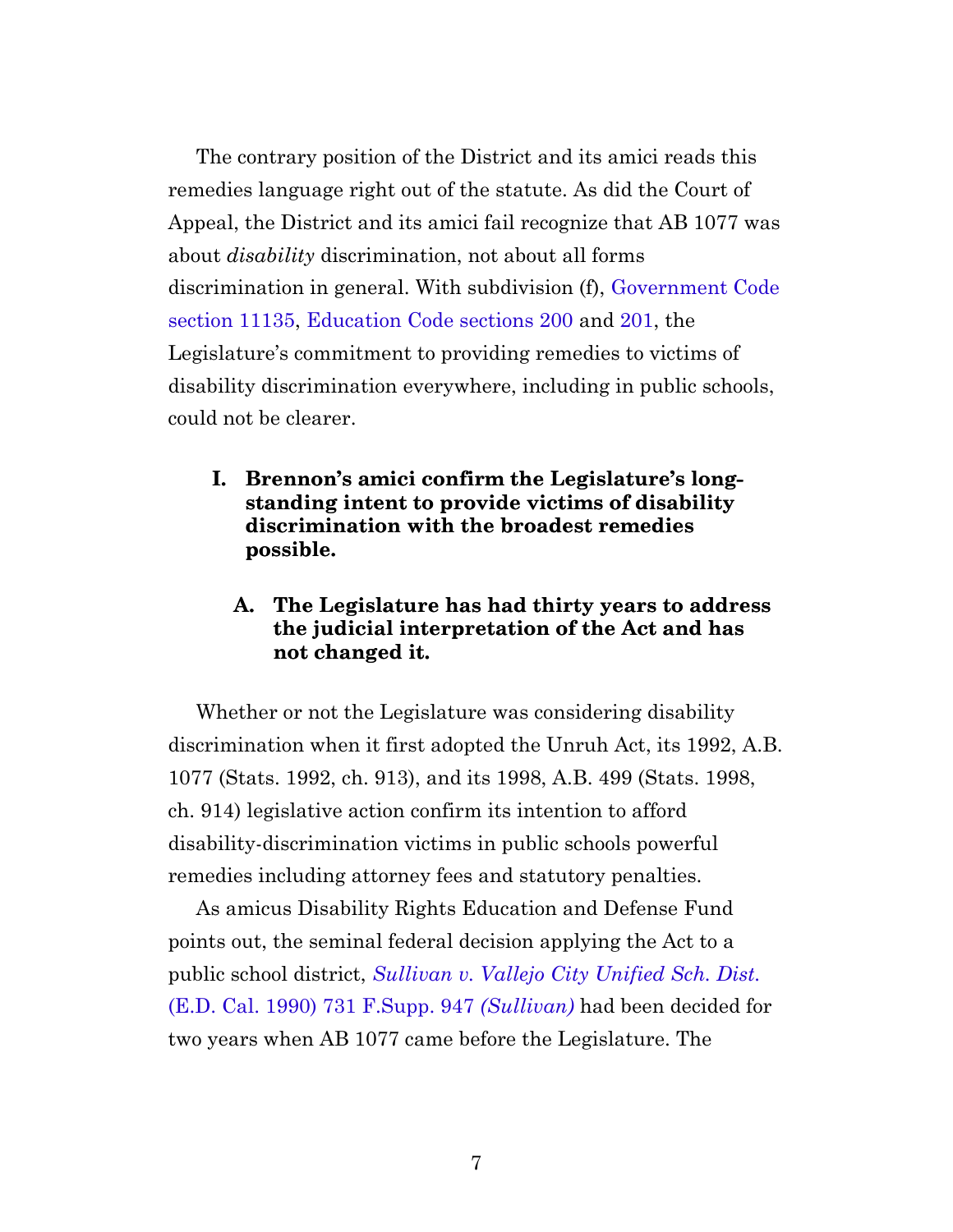The contrary position of the District and its amici reads this remedies language right out of the statute. As did the Court of Appeal, the District and its amici fail recognize that AB 1077 was about *disability* discrimination, not about all forms discrimination in general. With subdivision (f), Government Code section 11135, Education Code sections 200 and 201, the Legislature's commitment to providing remedies to victims of disability discrimination everywhere, including in public schools, could not be clearer.

## I. Brennon's amici confirm the Legislature's long-standing intent to provide victims of disability discrimination with the broadest remedies possible.

### A. The Legislature has had thirty years to address the judicial interpretation of the Act and has not changed it.

Whether or not the Legislature was considering disability discrimination when it first adopted the Unruh Act, its 1992, A.B. 1077 (Stats. 1992, ch. 913), and its 1998, A.B. 499 (Stats. 1998, ch. 914) legislative action confirm its intention to afford disability-discrimination victims in public schools powerful remedies including attorney fees and statutory penalties.

As amicus Disability Rights Education and Defense Fund points out, the seminal federal decision applying the Act to a public school district, *Sullivan v. Vallejo City Unified Sch. Dist.* (E.D. Cal. 1990) 731 F.Supp. 947 *(Sullivan)* had been decided for two years when AB 1077 came before the Legislature. The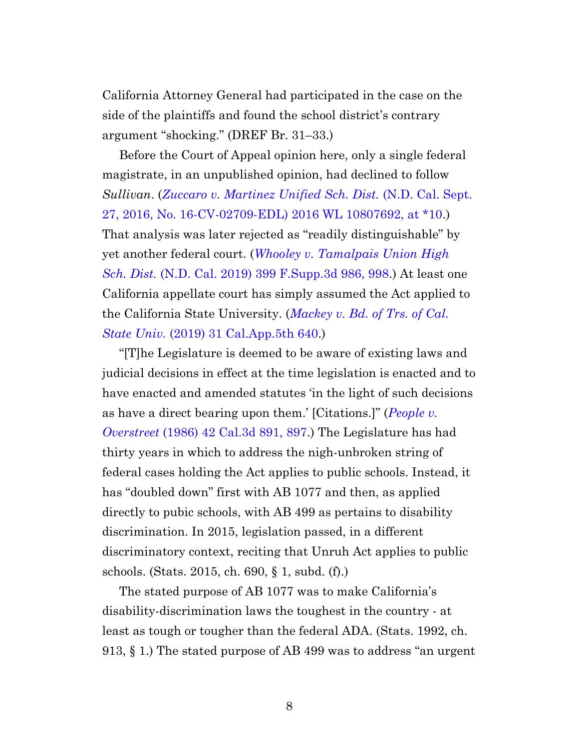California Attorney General had participated in the case on the side of the plaintiffs and found the school district's contrary argument "shocking." (DREF Br. 31–33.)

Before the Court of Appeal opinion here, only a single federal magistrate, in an unpublished opinion, had declined to follow *Sullivan*. (*Zuccaro v. Martinez Unified Sch. Dist.* (N.D. Cal. Sept. 27, 2016, No. 16-CV-02709-EDL) 2016 WL 10807692, at *10.) That analysis was later rejected as "readily distinguishable" by yet another federal court. (*Whooley v. Tamalpais Union High Sch. Dist.* (N.D. Cal. 2019) 399 F.Supp.3d 986, 998.) At least one California appellate court has simply assumed the Act applied to the California State University. (*Mackey v. Bd. of Trs. of Cal. State Univ.* (2019) 31 Cal.App.5th 640.)

"[T]he Legislature is deemed to be aware of existing laws and judicial decisions in effect at the time legislation is enacted and to have enacted and amended statutes 'in the light of such decisions as have a direct bearing upon them.' [Citations.]" (*People v. Overstreet* (1986) 42 Cal.3d 891, 897.) The Legislature has had thirty years in which to address the nigh-unbroken string of federal cases holding the Act applies to public schools. Instead, it has "doubled down" first with AB 1077 and then, as applied directly to pubic schools, with AB 499 as pertains to disability discrimination. In 2015, legislation passed, in a different discriminatory context, reciting that Unruh Act applies to public schools. (Stats. 2015, ch. 690, § 1, subd. (f).)

The stated purpose of AB 1077 was to make California's disability-discrimination laws the toughest in the country - at least as tough or tougher than the federal ADA. (Stats. 1992, ch. 913, § 1.) The stated purpose of AB 499 was to address "an urgent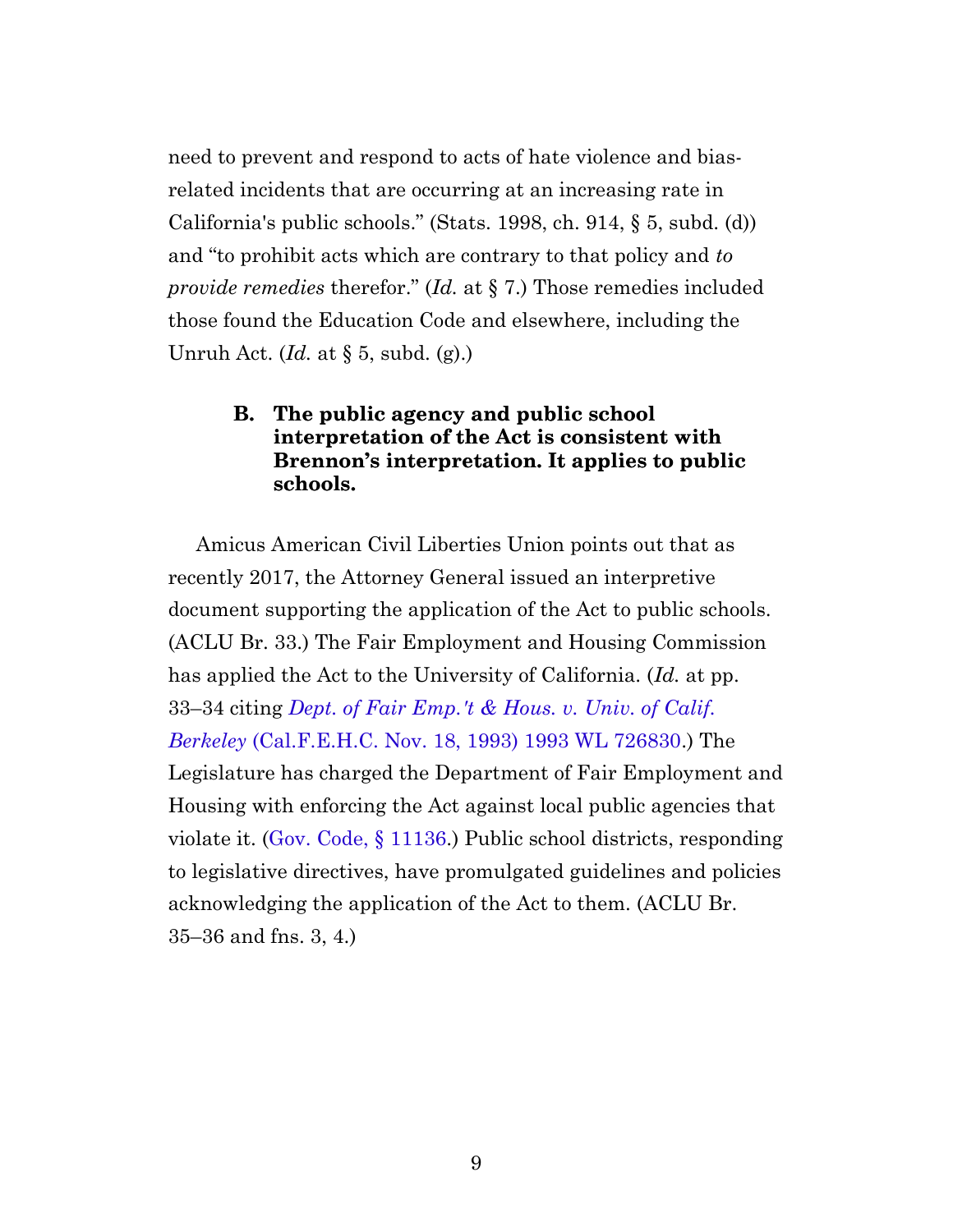need to prevent and respond to acts of hate violence and bias-related incidents that are occurring at an increasing rate in California's public schools." (Stats. 1998, ch. 914, § 5, subd. (d)) and "to prohibit acts which are contrary to that policy and *to provide remedies* therefor." (*Id.* at § 7.) Those remedies included those found the Education Code and elsewhere, including the Unruh Act. (*Id.* at § 5, subd. (g).)

### B. The public agency and public school interpretation of the Act is consistent with Brennon's interpretation. It applies to public schools.

Amicus American Civil Liberties Union points out that as recently 2017, the Attorney General issued an interpretive document supporting the application of the Act to public schools. (ACLU Br. 33.) The Fair Employment and Housing Commission has applied the Act to the University of California. (*Id.* at pp. 33–34 citing *Dept. of Fair Emp.'t & Hous. v. Univ. of Calif. Berkeley* (Cal.F.E.H.C. Nov. 18, 1993) 1993 WL 726830.) The Legislature has charged the Department of Fair Employment and Housing with enforcing the Act against local public agencies that violate it. (Gov. Code, § 11136.) Public school districts, responding to legislative directives, have promulgated guidelines and policies acknowledging the application of the Act to them. (ACLU Br. 35–36 and fns. 3, 4.)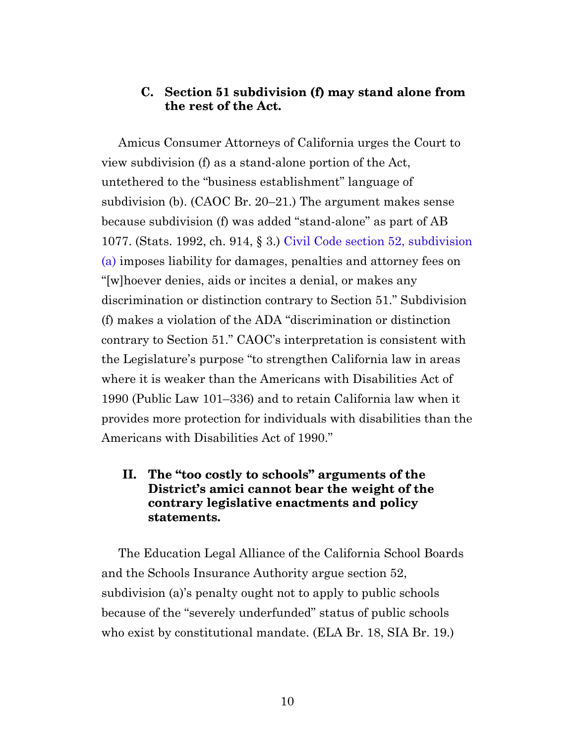### C. Section 51 subdivision (f) may stand alone from the rest of the Act.

Amicus Consumer Attorneys of California urges the Court to view subdivision (f) as a stand-alone portion of the Act, untethered to the "business establishment" language of subdivision (b). (CAOC Br. 20–21.) The argument makes sense because subdivision (f) was added "stand-alone" as part of AB 1077. (Stats. 1992, ch. 914, § 3.) Civil Code section 52, subdivision (a) imposes liability for damages, penalties and attorney fees on "[w]hoever denies, aids or incites a denial, or makes any discrimination or distinction contrary to Section 51." Subdivision (f) makes a violation of the ADA "discrimination or distinction contrary to Section 51." CAOC's interpretation is consistent with the Legislature's purpose "to strengthen California law in areas where it is weaker than the Americans with Disabilities Act of 1990 (Public Law 101–336) and to retain California law when it provides more protection for individuals with disabilities than the Americans with Disabilities Act of 1990."

## II. The "too costly to schools" arguments of the District's amici cannot bear the weight of the contrary legislative enactments and policy statements.

The Education Legal Alliance of the California School Boards and the Schools Insurance Authority argue section 52, subdivision (a)'s penalty ought not to apply to public schools because of the "severely underfunded" status of public schools who exist by constitutional mandate. (ELA Br. 18, SIA Br. 19.)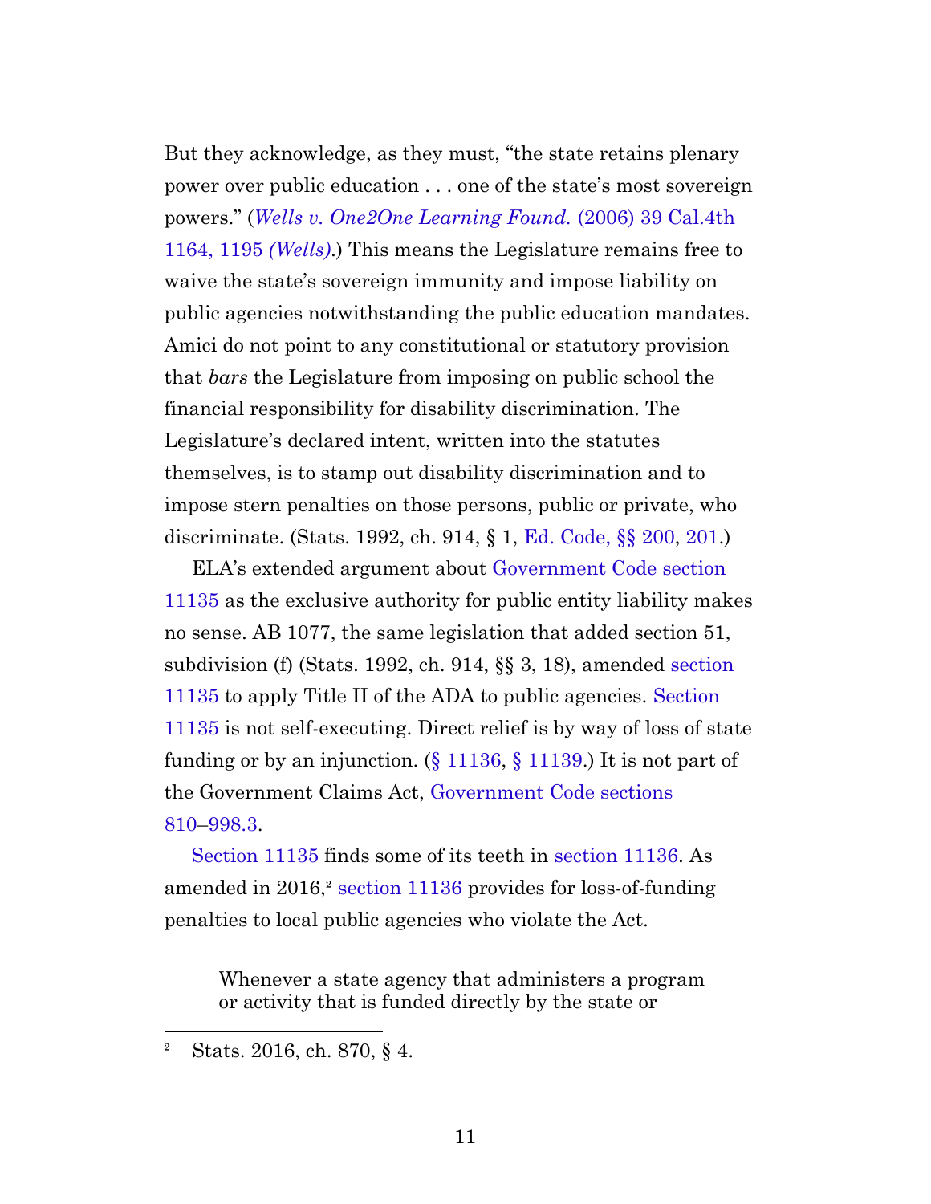But they acknowledge, as they must, "the state retains plenary power over public education . . . one of the state's most sovereign powers." (*Wells v. One2One Learning Found.* (2006) 39 Cal.4th 1164, 1195 *(Wells)*.) This means the Legislature remains free to waive the state's sovereign immunity and impose liability on public agencies notwithstanding the public education mandates. Amici do not point to any constitutional or statutory provision that *bars* the Legislature from imposing on public school the financial responsibility for disability discrimination. The Legislature's declared intent, written into the statutes themselves, is to stamp out disability discrimination and to impose stern penalties on those persons, public or private, who discriminate. (Stats. 1992, ch. 914, § 1, Ed. Code, §§ 200, 201.)

ELA's extended argument about Government Code section 11135 as the exclusive authority for public entity liability makes no sense. AB 1077, the same legislation that added section 51, subdivision (f) (Stats. 1992, ch. 914, §§ 3, 18), amended section 11135 to apply Title II of the ADA to public agencies. Section 11135 is not self-executing. Direct relief is by way of loss of state funding or by an injunction. (§ 11136, § 11139.) It is not part of the Government Claims Act, Government Code sections 810–998.3.

Section 11135 finds some of its teeth in section 11136. As amended in 2016,[2] section 11136 provides for loss-of-funding penalties to local public agencies who violate the Act.

> Whenever a state agency that administers a program or activity that is funded directly by the state or

---

[2] Stats. 2016, ch. 870, § 4.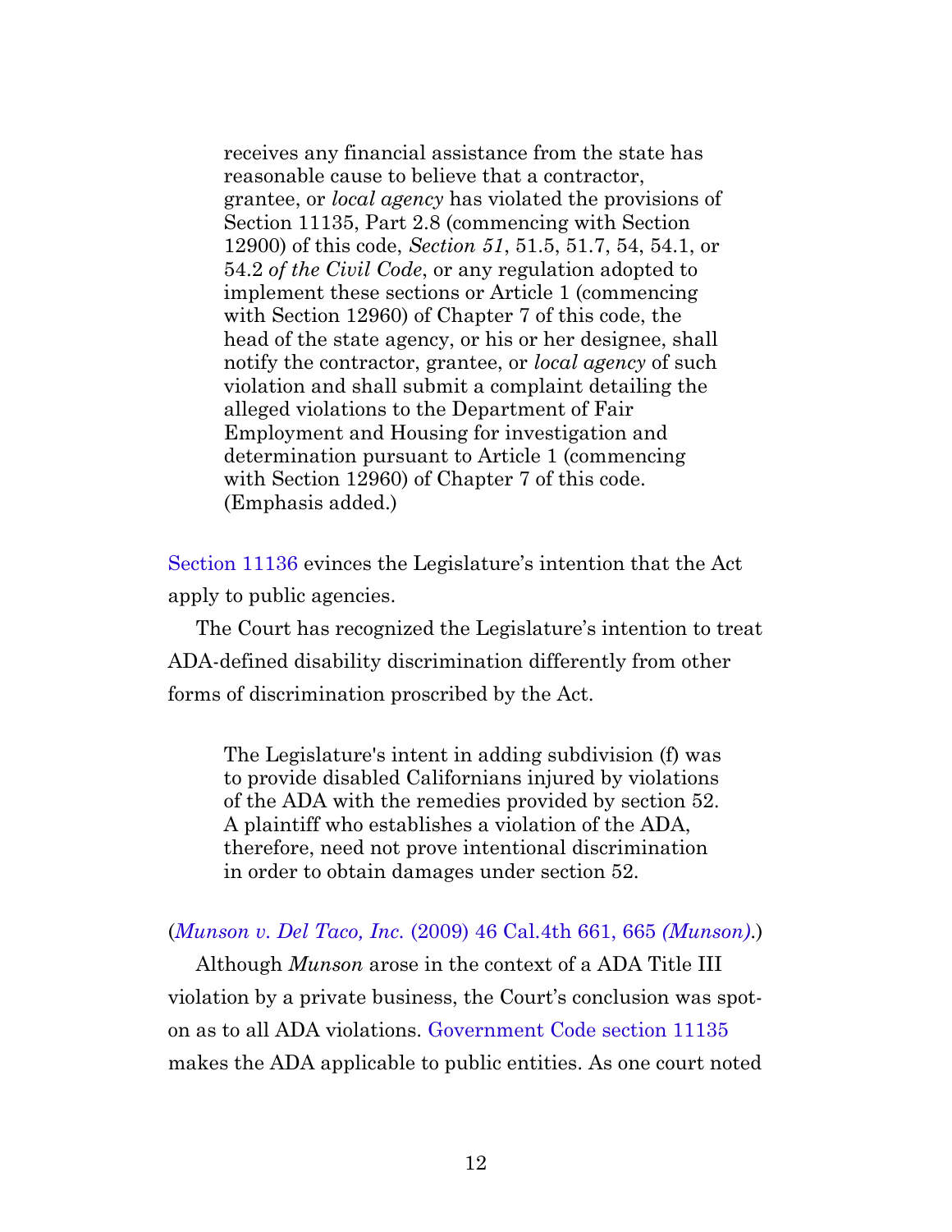> receives any financial assistance from the state has reasonable cause to believe that a contractor, grantee, or *local agency* has violated the provisions of Section 11135, Part 2.8 (commencing with Section 12900) of this code, *Section 51*, 51.5, 51.7, 54, 54.1, or 54.2 *of the Civil Code*, or any regulation adopted to implement these sections or Article 1 (commencing with Section 12960) of Chapter 7 of this code, the head of the state agency, or his or her designee, shall notify the contractor, grantee, or *local agency* of such violation and shall submit a complaint detailing the alleged violations to the Department of Fair Employment and Housing for investigation and determination pursuant to Article 1 (commencing with Section 12960) of Chapter 7 of this code. (Emphasis added.)

Section 11136 evinces the Legislature's intention that the Act apply to public agencies.

The Court has recognized the Legislature's intention to treat ADA-defined disability discrimination differently from other forms of discrimination proscribed by the Act.

> The Legislature's intent in adding subdivision (f) was to provide disabled Californians injured by violations of the ADA with the remedies provided by section 52. A plaintiff who establishes a violation of the ADA, therefore, need not prove intentional discrimination in order to obtain damages under section 52.

(*Munson v. Del Taco, Inc.* (2009) 46 Cal.4th 661, 665 *(Munson)*.)

Although *Munson* arose in the context of a ADA Title III violation by a private business, the Court's conclusion was spot-on as to all ADA violations. Government Code section 11135 makes the ADA applicable to public entities. As one court noted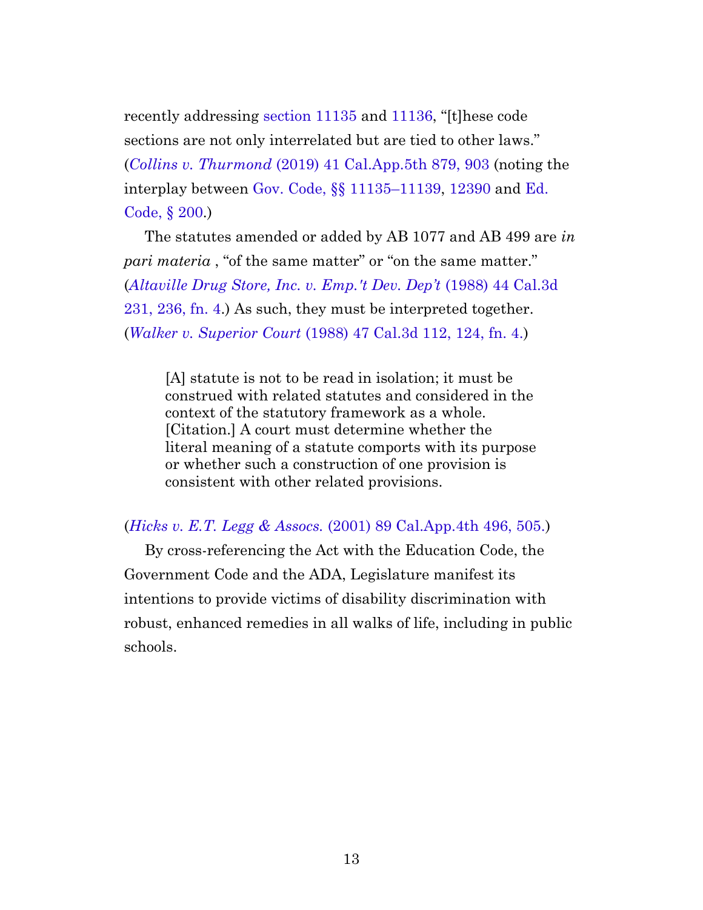recently addressing section 11135 and 11136, "[t]hese code sections are not only interrelated but are tied to other laws." (*Collins v. Thurmond* (2019) 41 Cal.App.5th 879, 903 (noting the interplay between Gov. Code, §§ 11135–11139, 12390 and Ed. Code, § 200.)

The statutes amended or added by AB 1077 and AB 499 are *in pari materia* , "of the same matter" or "on the same matter." (*Altaville Drug Store, Inc. v. Emp.'t Dev. Dep't* (1988) 44 Cal.3d 231, 236, fn. 4.) As such, they must be interpreted together. (*Walker v. Superior Court* (1988) 47 Cal.3d 112, 124, fn. 4.)

> [A] statute is not to be read in isolation; it must be construed with related statutes and considered in the context of the statutory framework as a whole. [Citation.] A court must determine whether the literal meaning of a statute comports with its purpose or whether such a construction of one provision is consistent with other related provisions.

(*Hicks v. E.T. Legg & Assocs.* (2001) 89 Cal.App.4th 496, 505.)

By cross-referencing the Act with the Education Code, the Government Code and the ADA, Legislature manifest its intentions to provide victims of disability discrimination with robust, enhanced remedies in all walks of life, including in public schools.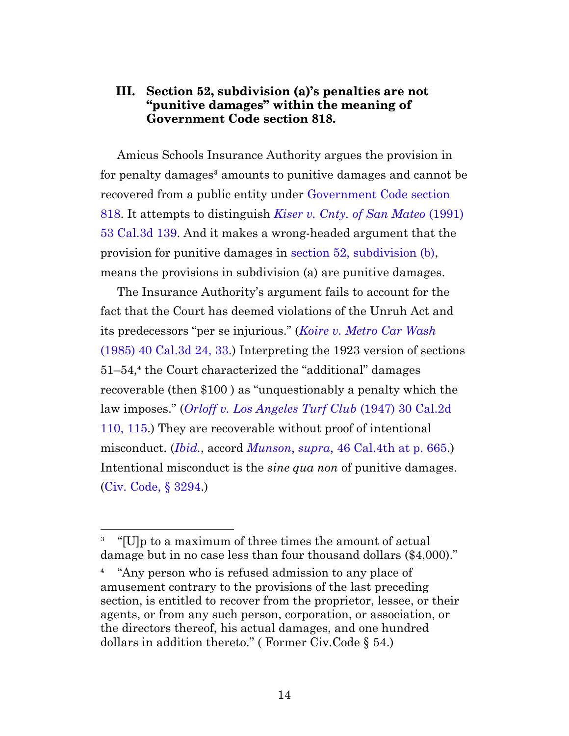### III. Section 52, subdivision (a)'s penalties are not "punitive damages" within the meaning of Government Code section 818.

Amicus Schools Insurance Authority argues the provision in for penalty damages[3] amounts to punitive damages and cannot be recovered from a public entity under Government Code section 818. It attempts to distinguish *Kiser v. Cnty. of San Mateo* (1991) 53 Cal.3d 139. And it makes a wrong-headed argument that the provision for punitive damages in section 52, subdivision (b), means the provisions in subdivision (a) are punitive damages.

The Insurance Authority's argument fails to account for the fact that the Court has deemed violations of the Unruh Act and its predecessors "per se injurious." (*Koire v. Metro Car Wash* (1985) 40 Cal.3d 24, 33.) Interpreting the 1923 version of sections 51–54,[4] the Court characterized the "additional" damages recoverable (then $100 ) as "unquestionably a penalty which the law imposes." (*Orloff v. Los Angeles Turf Club* (1947) 30 Cal.2d 110, 115.) They are recoverable without proof of intentional misconduct. (*Ibid.*, accord *Munson, supra*, 46 Cal.4th at p. 665.) Intentional misconduct is the *sine qua non* of punitive damages. (Civ. Code, § 3294.)

---

[3] "[U]p to a maximum of three times the amount of actual damage but in no case less than four thousand dollars ($4,000)."

[4] "Any person who is refused admission to any place of amusement contrary to the provisions of the last preceding section, is entitled to recover from the proprietor, lessee, or their agents, or from any such person, corporation, or association, or the directors thereof, his actual damages, and one hundred dollars in addition thereto." ( Former Civ.Code § 54.)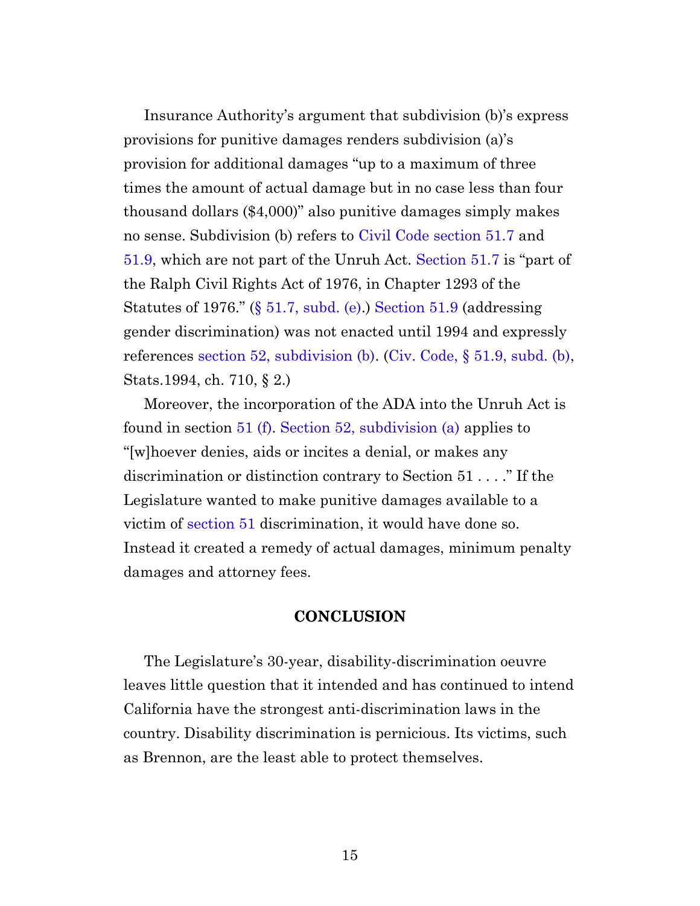Insurance Authority's argument that subdivision (b)'s express provisions for punitive damages renders subdivision (a)'s provision for additional damages "up to a maximum of three times the amount of actual damage but in no case less than four thousand dollars ($4,000)" also punitive damages simply makes no sense. Subdivision (b) refers to Civil Code section 51.7 and 51.9, which are not part of the Unruh Act. Section 51.7 is "part of the Ralph Civil Rights Act of 1976, in Chapter 1293 of the Statutes of 1976." (§ 51.7, subd. (e).) Section 51.9 (addressing gender discrimination) was not enacted until 1994 and expressly references section 52, subdivision (b). (Civ. Code, § 51.9, subd. (b), Stats.1994, ch. 710, § 2.)

Moreover, the incorporation of the ADA into the Unruh Act is found in section 51 (f). Section 52, subdivision (a) applies to "[w]hoever denies, aids or incites a denial, or makes any discrimination or distinction contrary to Section 51 . . . ." If the Legislature wanted to make punitive damages available to a victim of section 51 discrimination, it would have done so. Instead it created a remedy of actual damages, minimum penalty damages and attorney fees.

## CONCLUSION

The Legislature's 30-year, disability-discrimination oeuvre leaves little question that it intended and has continued to intend California have the strongest anti-discrimination laws in the country. Disability discrimination is pernicious. Its victims, such as Brennon, are the least able to protect themselves.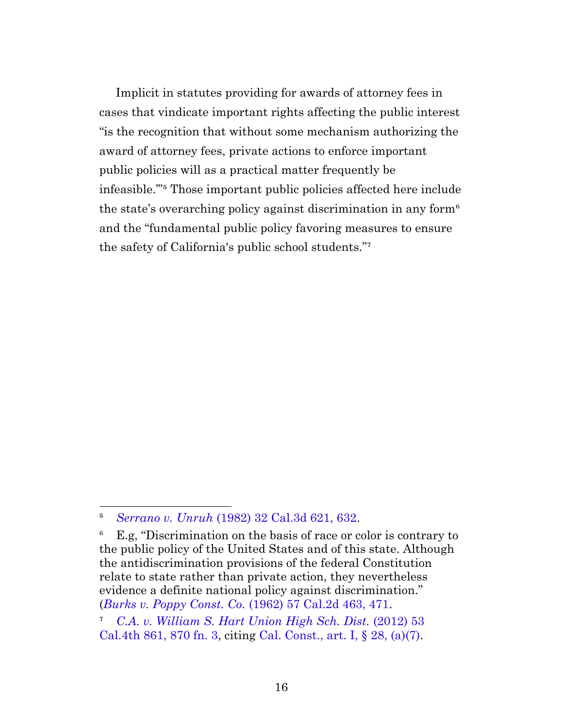Implicit in statutes providing for awards of attorney fees in cases that vindicate important rights affecting the public interest "is the recognition that without some mechanism authorizing the award of attorney fees, private actions to enforce important public policies will as a practical matter frequently be infeasible.'"[5] Those important public policies affected here include the state's overarching policy against discrimination in any form[6] and the "fundamental public policy favoring measures to ensure the safety of California's public school students."[7]

---

[5] *Serrano v. Unruh* (1982) 32 Cal.3d 621, 632.

[6] E.g, "Discrimination on the basis of race or color is contrary to the public policy of the United States and of this state. Although the antidiscrimination provisions of the federal Constitution relate to state rather than private action, they nevertheless evidence a definite national policy against discrimination." (*Burks v. Poppy Const. Co.* (1962) 57 Cal.2d 463, 471.

[7] *C.A. v. William S. Hart Union High Sch. Dist.* (2012) 53 Cal.4th 861, 870 fn. 3, citing Cal. Const., art. I, § 28, (a)(7).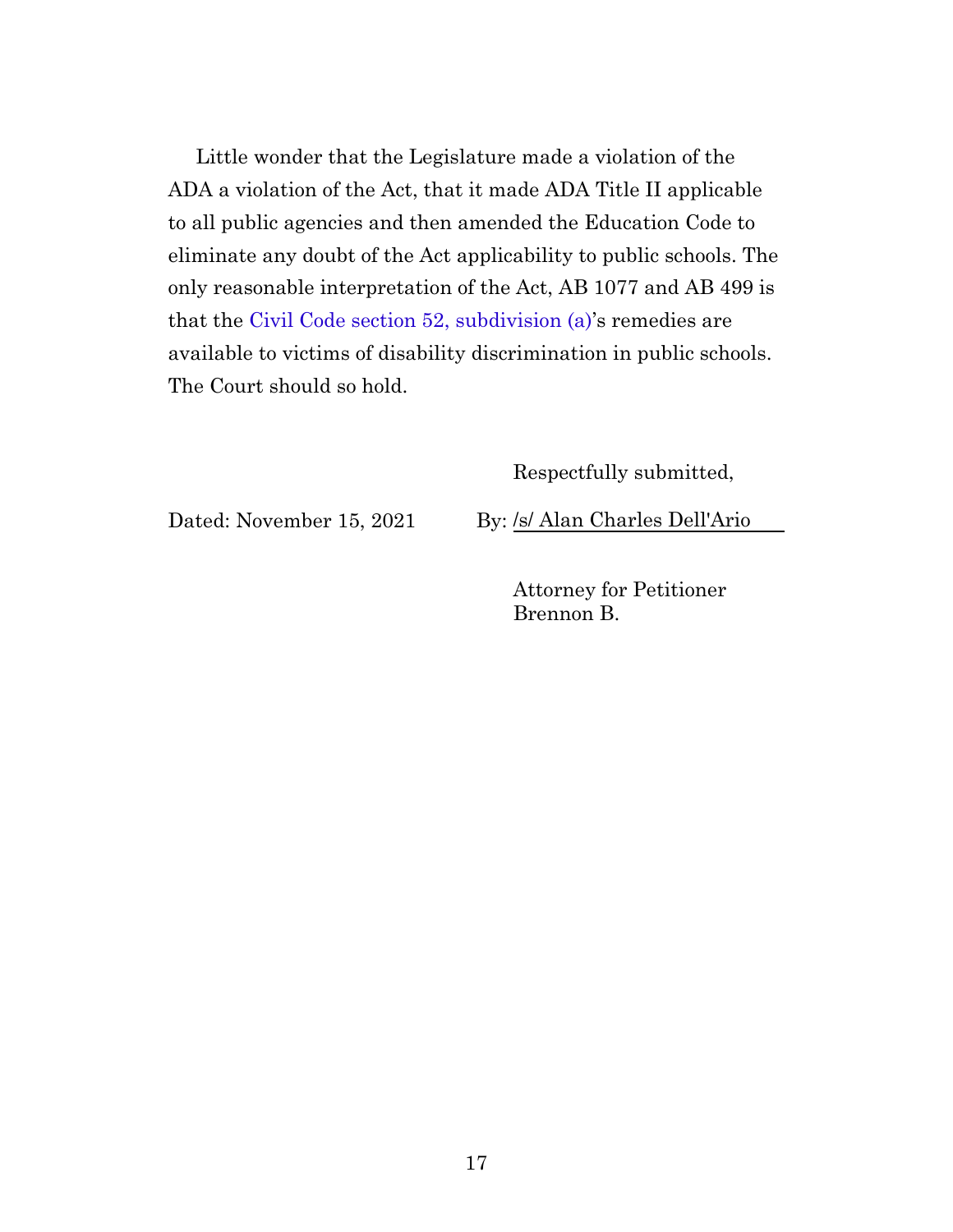Little wonder that the Legislature made a violation of the ADA a violation of the Act, that it made ADA Title II applicable to all public agencies and then amended the Education Code to eliminate any doubt of the Act applicability to public schools. The only reasonable interpretation of the Act, AB 1077 and AB 499 is that the Civil Code section 52, subdivision (a)'s remedies are available to victims of disability discrimination in public schools. The Court should so hold.

Respectfully submitted,

Dated: November 15, 2021 By: /s/ Alan Charles Dell'Ario

Attorney for Petitioner
Brennon B.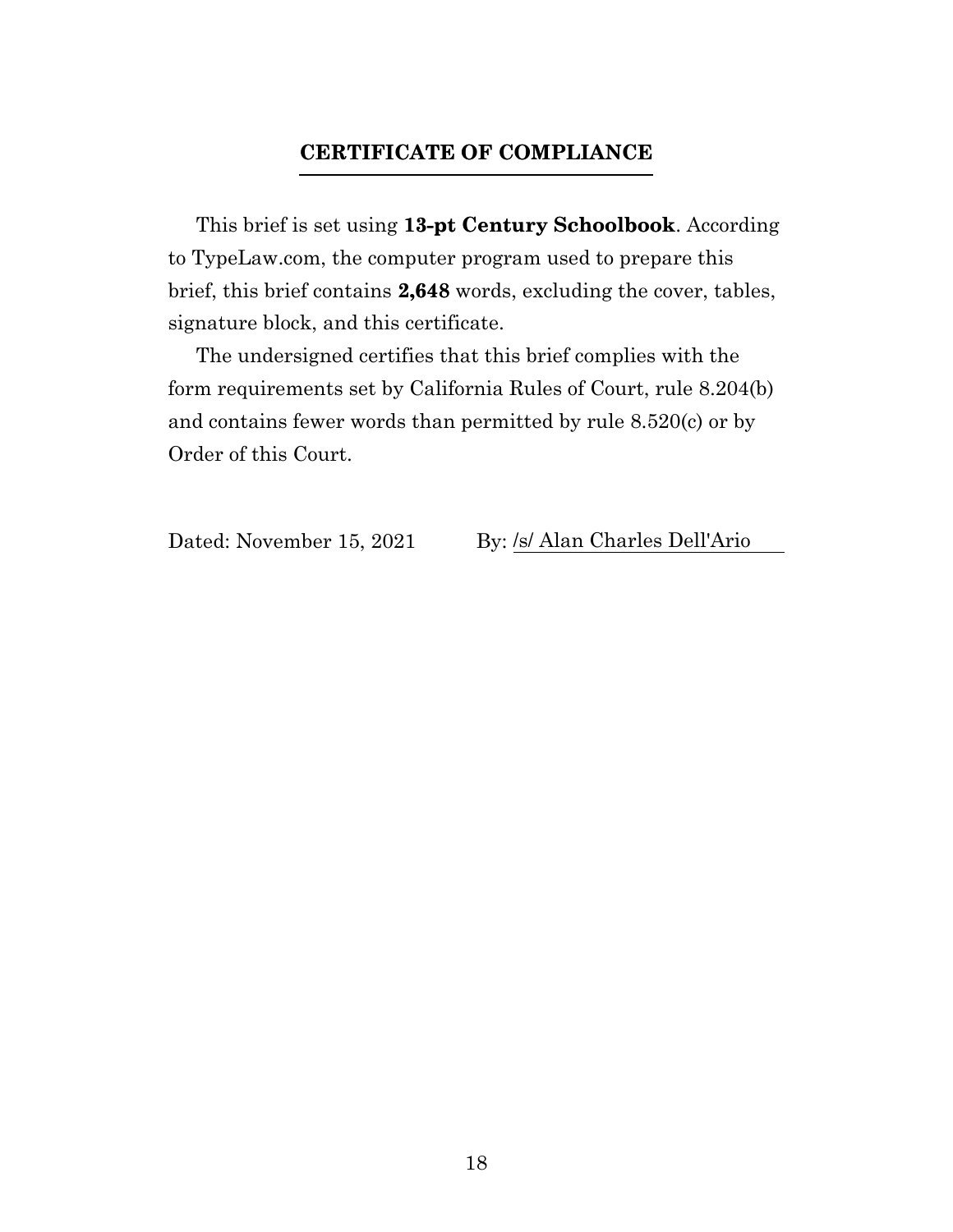## CERTIFICATE OF COMPLIANCE

This brief is set using **13-pt Century Schoolbook**. According to TypeLaw.com, the computer program used to prepare this brief, this brief contains **2,648** words, excluding the cover, tables, signature block, and this certificate.

The undersigned certifies that this brief complies with the form requirements set by California Rules of Court, rule 8.204(b) and contains fewer words than permitted by rule 8.520(c) or by Order of this Court.

Dated: November 15, 2021  By: /s/ Alan Charles Dell'Ario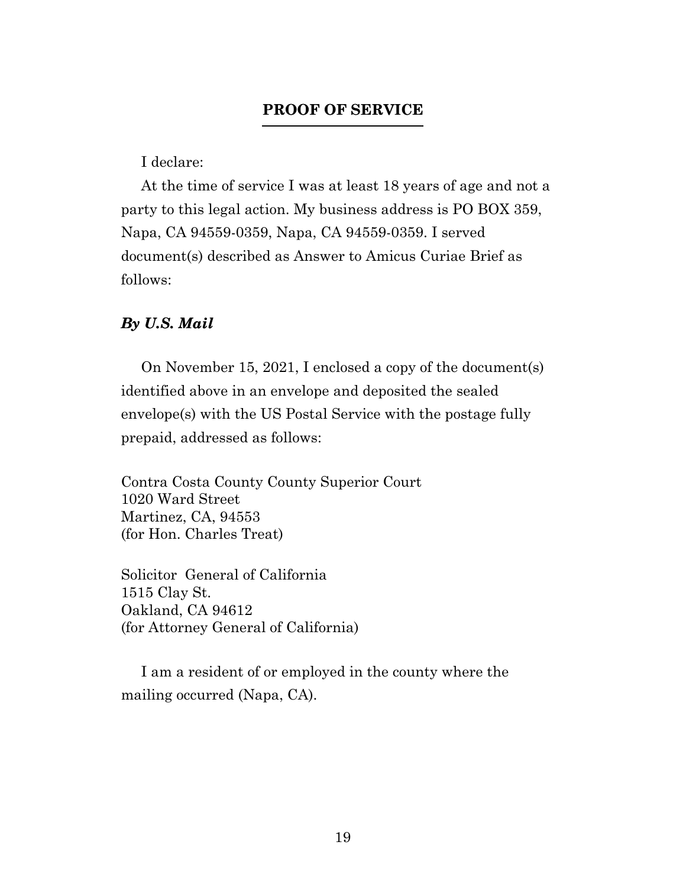## PROOF OF SERVICE

I declare:

At the time of service I was at least 18 years of age and not a party to this legal action. My business address is PO BOX 359, Napa, CA 94559-0359, Napa, CA 94559-0359. I served document(s) described as Answer to Amicus Curiae Brief as follows:

### *By U.S. Mail*

On November 15, 2021, I enclosed a copy of the document(s) identified above in an envelope and deposited the sealed envelope(s) with the US Postal Service with the postage fully prepaid, addressed as follows:

Contra Costa County County Superior Court
1020 Ward Street
Martinez, CA, 94553
(for Hon. Charles Treat)

Solicitor General of California
1515 Clay St.
Oakland, CA 94612
(for Attorney General of California)

I am a resident of or employed in the county where the mailing occurred (Napa, CA).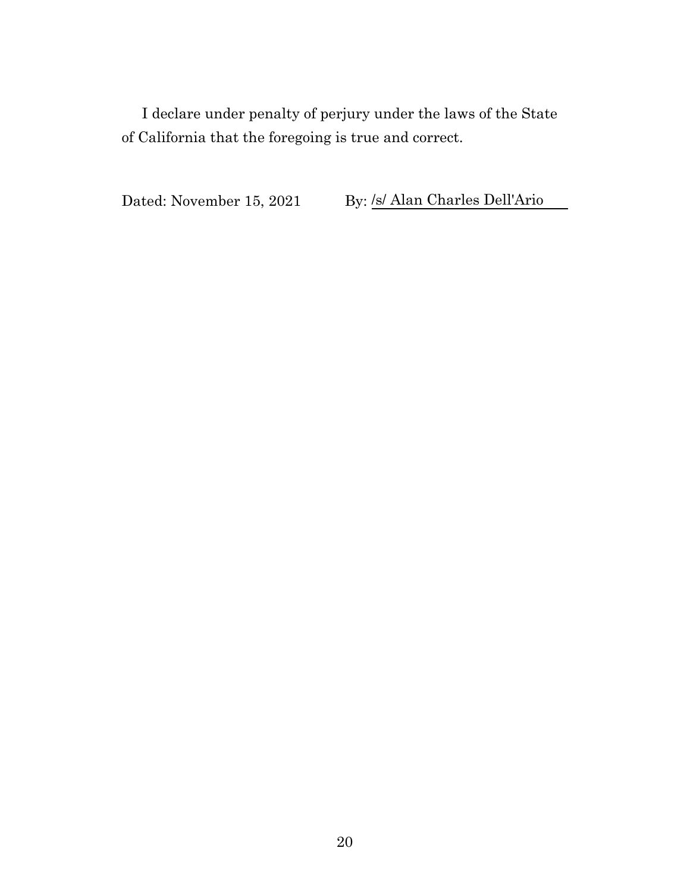I declare under penalty of perjury under the laws of the State of California that the foregoing is true and correct.

Dated: November 15, 2021 By: /s/ Alan Charles Dell'Ario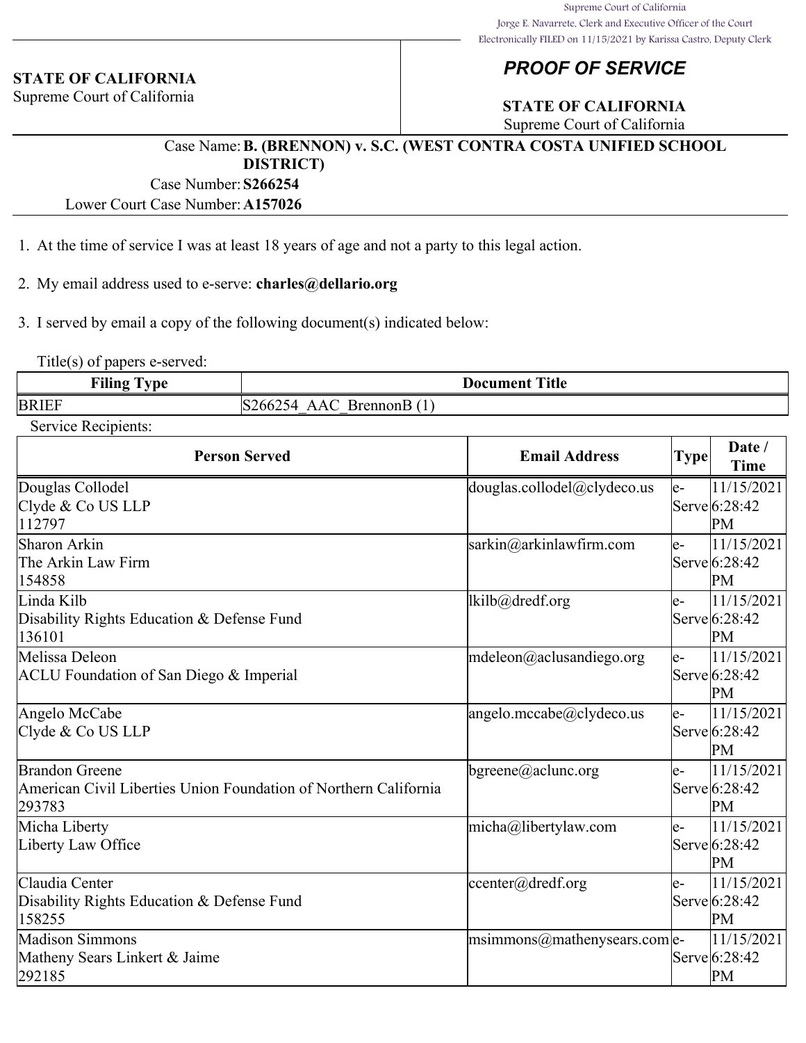Supreme Court of California
Jorge E. Navarrete, Clerk and Executive Officer of the Court
Electronically FILED on 11/15/2021 by Karissa Castro, Deputy Clerk

**STATE OF CALIFORNIA**
Supreme Court of California

# *PROOF OF SERVICE*

**STATE OF CALIFORNIA**
Supreme Court of California

Case Name: **B. (BRENNON) v. S.C. (WEST CONTRA COSTA UNIFIED SCHOOL DISTRICT)**
Case Number: **S266254**
Lower Court Case Number: **A157026**

1. At the time of service I was at least 18 years of age and not a party to this legal action.

2. My email address used to e-serve: **charles@dellario.org**

3. I served by email a copy of the following document(s) indicated below:

Title(s) of papers e-served:

| Filing Type | Document Title |
|---|---|
| BRIEF | S266254_AAC_BrennonB (1) |

Service Recipients:

| Person Served | Email Address | Type | Date / Time |
|---|---|---|---|
| Douglas Collodel<br>Clyde & Co US LLP<br>112797 | douglas.collodel@clydeco.us | e-Serve | 11/15/2021 6:28:42 PM |
| Sharon Arkin<br>The Arkin Law Firm<br>154858 | sarkin@arkinlawfirm.com | e-Serve | 11/15/2021 6:28:42 PM |
| Linda Kilb<br>Disability Rights Education & Defense Fund<br>136101 | lkilb@dredf.org | e-Serve | 11/15/2021 6:28:42 PM |
| Melissa Deleon<br>ACLU Foundation of San Diego & Imperial | mdeleon@aclusandiego.org | e-Serve | 11/15/2021 6:28:42 PM |
| Angelo McCabe<br>Clyde & Co US LLP | angelo.mccabe@clydeco.us | e-Serve | 11/15/2021 6:28:42 PM |
| Brandon Greene<br>American Civil Liberties Union Foundation of Northern California<br>293783 | bgreene@aclunc.org | e-Serve | 11/15/2021 6:28:42 PM |
| Micha Liberty<br>Liberty Law Office | micha@libertylaw.com | e-Serve | 11/15/2021 6:28:42 PM |
| Claudia Center<br>Disability Rights Education & Defense Fund<br>158255 | ccenter@dredf.org | e-Serve | 11/15/2021 6:28:42 PM |
| Madison Simmons<br>Matheny Sears Linkert & Jaime<br>292185 | msimmons@mathenysears.com | e-Serve | 11/15/2021 6:28:42 PM |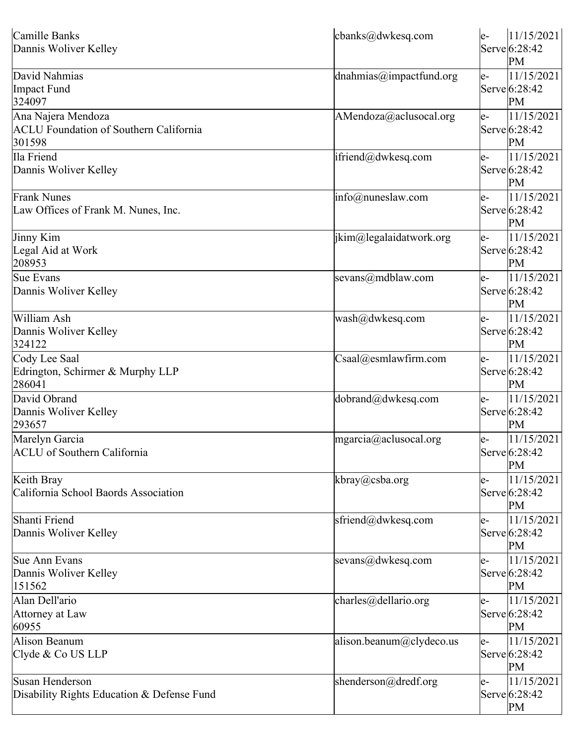| | | | |
|---|---|---|---|
| Camille Banks<br>Dannis Woliver Kelley | cbanks@dwkesq.com | e-Serve | 11/15/2021 6:28:42 PM |
| David Nahmias<br>Impact Fund<br>324097 | dnahmias@impactfund.org | e-Serve | 11/15/2021 6:28:42 PM |
| Ana Najera Mendoza<br>ACLU Foundation of Southern California<br>301598 | AMendoza@aclusocal.org | e-Serve | 11/15/2021 6:28:42 PM |
| Ila Friend<br>Dannis Woliver Kelley | ifriend@dwkesq.com | e-Serve | 11/15/2021 6:28:42 PM |
| Frank Nunes<br>Law Offices of Frank M. Nunes, Inc. | info@nuneslaw.com | e-Serve | 11/15/2021 6:28:42 PM |
| Jinny Kim<br>Legal Aid at Work<br>208953 | jkim@legalaidatwork.org | e-Serve | 11/15/2021 6:28:42 PM |
| Sue Evans<br>Dannis Woliver Kelley | sevans@mdblaw.com | e-Serve | 11/15/2021 6:28:42 PM |
| William Ash<br>Dannis Woliver Kelley<br>324122 | wash@dwkesq.com | e-Serve | 11/15/2021 6:28:42 PM |
| Cody Lee Saal<br>Edrington, Schirmer & Murphy LLP<br>286041 | Csaal@esmlawfirm.com | e-Serve | 11/15/2021 6:28:42 PM |
| David Obrand<br>Dannis Woliver Kelley<br>293657 | dobrand@dwkesq.com | e-Serve | 11/15/2021 6:28:42 PM |
| Marelyn Garcia<br>ACLU of Southern California | mgarcia@aclusocal.org | e-Serve | 11/15/2021 6:28:42 PM |
| Keith Bray<br>California School Baords Association | kbray@csba.org | e-Serve | 11/15/2021 6:28:42 PM |
| Shanti Friend<br>Dannis Woliver Kelley | sfriend@dwkesq.com | e-Serve | 11/15/2021 6:28:42 PM |
| Sue Ann Evans<br>Dannis Woliver Kelley<br>151562 | sevans@dwkesq.com | e-Serve | 11/15/2021 6:28:42 PM |
| Alan Dell'ario<br>Attorney at Law<br>60955 | charles@dellario.org | e-Serve | 11/15/2021 6:28:42 PM |
| Alison Beanum<br>Clyde & Co US LLP | alison.beanum@clydeco.us | e-Serve | 11/15/2021 6:28:42 PM |
| Susan Henderson<br>Disability Rights Education & Defense Fund | shenderson@dredf.org | e-Serve | 11/15/2021 6:28:42 PM |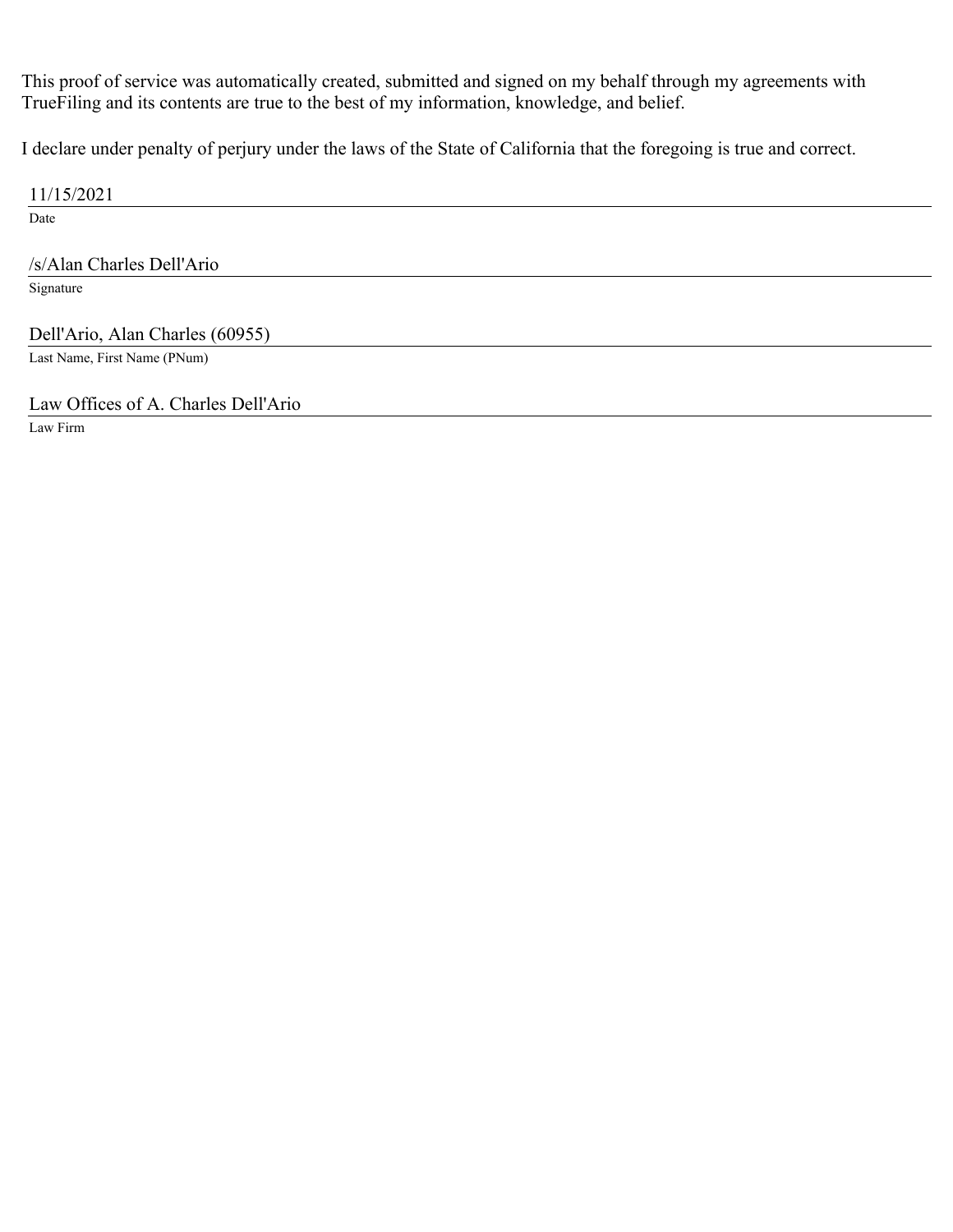This proof of service was automatically created, submitted and signed on my behalf through my agreements with TrueFiling and its contents are true to the best of my information, knowledge, and belief.

I declare under penalty of perjury under the laws of the State of California that the foregoing is true and correct.

11/15/2021

Date

/s/Alan Charles Dell'Ario

Signature

Dell'Ario, Alan Charles (60955)

Last Name, First Name (PNum)

Law Offices of A. Charles Dell'Ario

Law Firm